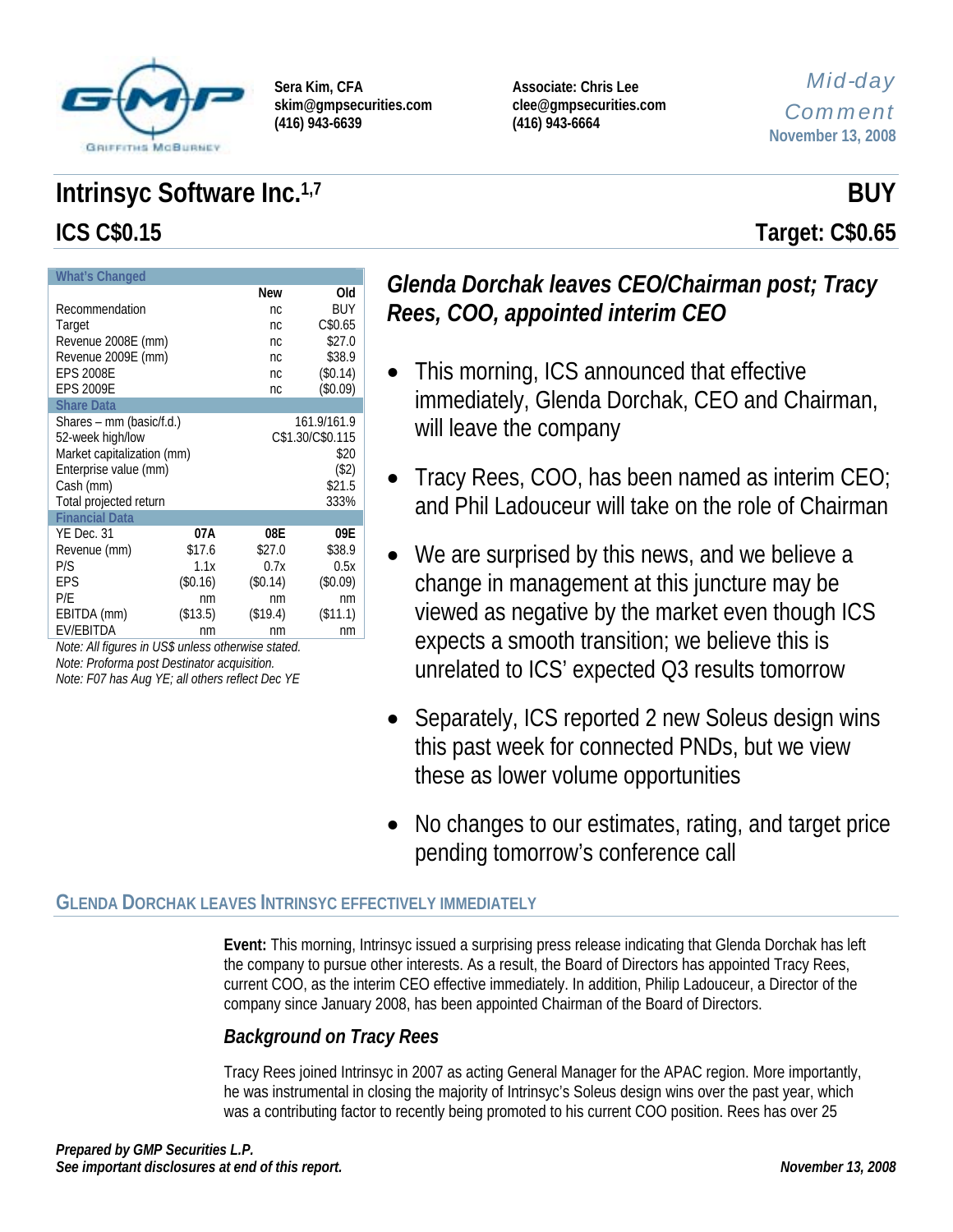Sera Kim, CFA
skim@gmpsecurities.com
(416) 943-6639

Associate: Chris Lee
clee@gmpsecurities.com
(416) 943-6664

*Mid-day Comment*
November 13, 2008

# Intrinsyc Software Inc.[1,7]

## ICS C$0.15

**BUY**
**Target: C$0.65**

| What's Changed | | | |
|---|---|---|---|
| | | **New** | **Old** |
| Recommendation | | nc | BUY |
| Target | | nc | C$0.65 |
| Revenue 2008E (mm) | | nc | $27.0 |
| Revenue 2009E (mm) | | nc | $38.9 |
| EPS 2008E | | nc | ($0.14) |
| EPS 2009E | | nc | ($0.09) |
| **Share Data** | | | |
| Shares – mm (basic/f.d.) | | | 161.9/161.9 |
| 52-week high/low | | | C$1.30/C$0.115 |
| Market capitalization (mm) | | | $20 |
| Enterprise value (mm) | | | ($2) |
| Cash (mm) | | | $21.5 |
| Total projected return | | | 333% |
| **Financial Data** | | | |
| YE Dec. 31 | **07A** | **08E** | **09E** |
| Revenue (mm) | $17.6 | $27.0 | $38.9 |
| P/S | 1.1x | 0.7x | 0.5x |
| EPS | ($0.16) | ($0.14) | ($0.09) |
| P/E | nm | nm | nm |
| EBITDA (mm) | ($13.5) | ($19.4) | ($11.1) |
| EV/EBITDA | nm | nm | nm |

*Note: All figures in US$ unless otherwise stated.*
*Note: Proforma post Destinator acquisition.*
*Note: F07 has Aug YE; all others reflect Dec YE*

## *Glenda Dorchak leaves CEO/Chairman post; Tracy Rees, COO, appointed interim CEO*

- This morning, ICS announced that effective immediately, Glenda Dorchak, CEO and Chairman, will leave the company
- Tracy Rees, COO, has been named as interim CEO; and Phil Ladouceur will take on the role of Chairman
- We are surprised by this news, and we believe a change in management at this juncture may be viewed as negative by the market even though ICS expects a smooth transition; we believe this is unrelated to ICS' expected Q3 results tomorrow
- Separately, ICS reported 2 new Soleus design wins this past week for connected PNDs, but we view these as lower volume opportunities
- No changes to our estimates, rating, and target price pending tomorrow's conference call

## Glenda Dorchak Leaves Intrinsyc Effectively Immediately

**Event:** This morning, Intrinsyc issued a surprising press release indicating that Glenda Dorchak has left the company to pursue other interests. As a result, the Board of Directors has appointed Tracy Rees, current COO, as the interim CEO effective immediately. In addition, Philip Ladouceur, a Director of the company since January 2008, has been appointed Chairman of the Board of Directors.

### *Background on Tracy Rees*

Tracy Rees joined Intrinsyc in 2007 as acting General Manager for the APAC region. More importantly, he was instrumental in closing the majority of Intrinsyc's Soleus design wins over the past year, which was a contributing factor to recently being promoted to his current COO position. Rees has over 25

*Prepared by GMP Securities L.P.*
*See important disclosures at end of this report.*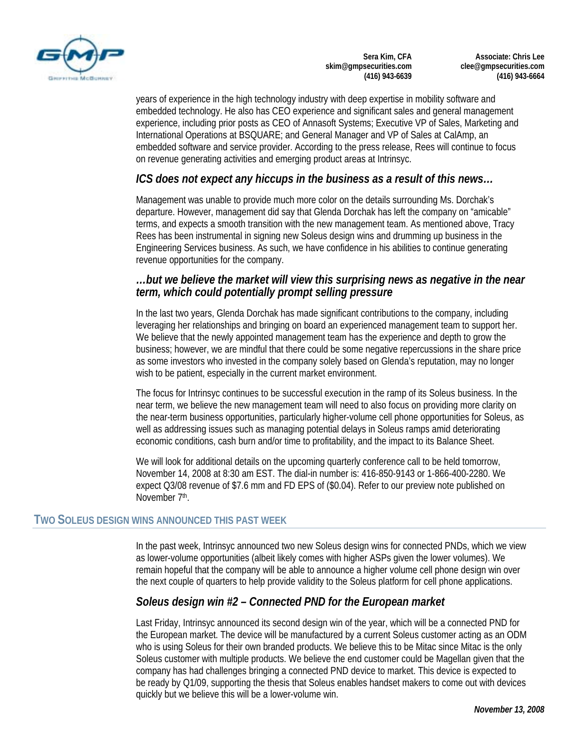years of experience in the high technology industry with deep expertise in mobility software and embedded technology. He also has CEO experience and significant sales and general management experience, including prior posts as CEO of Annasoft Systems; Executive VP of Sales, Marketing and International Operations at BSQUARE; and General Manager and VP of Sales at CalAmp, an embedded software and service provider. According to the press release, Rees will continue to focus on revenue generating activities and emerging product areas at Intrinsyc.

### *ICS does not expect any hiccups in the business as a result of this news…*

Management was unable to provide much more color on the details surrounding Ms. Dorchak's departure. However, management did say that Glenda Dorchak has left the company on "amicable" terms, and expects a smooth transition with the new management team. As mentioned above, Tracy Rees has been instrumental in signing new Soleus design wins and drumming up business in the Engineering Services business. As such, we have confidence in his abilities to continue generating revenue opportunities for the company.

### *…but we believe the market will view this surprising news as negative in the near term, which could potentially prompt selling pressure*

In the last two years, Glenda Dorchak has made significant contributions to the company, including leveraging her relationships and bringing on board an experienced management team to support her. We believe that the newly appointed management team has the experience and depth to grow the business; however, we are mindful that there could be some negative repercussions in the share price as some investors who invested in the company solely based on Glenda's reputation, may no longer wish to be patient, especially in the current market environment.

The focus for Intrinsyc continues to be successful execution in the ramp of its Soleus business. In the near term, we believe the new management team will need to also focus on providing more clarity on the near-term business opportunities, particularly higher-volume cell phone opportunities for Soleus, as well as addressing issues such as managing potential delays in Soleus ramps amid deteriorating economic conditions, cash burn and/or time to profitability, and the impact to its Balance Sheet.

We will look for additional details on the upcoming quarterly conference call to be held tomorrow, November 14, 2008 at 8:30 am EST. The dial-in number is: 416-850-9143 or 1-866-400-2280. We expect Q3/08 revenue of $7.6 mm and FD EPS of ($0.04). Refer to our preview note published on November 7th.

## Two Soleus Design Wins Announced This Past Week

In the past week, Intrinsyc announced two new Soleus design wins for connected PNDs, which we view as lower-volume opportunities (albeit likely comes with higher ASPs given the lower volumes). We remain hopeful that the company will be able to announce a higher volume cell phone design win over the next couple of quarters to help provide validity to the Soleus platform for cell phone applications.

### *Soleus design win #2 – Connected PND for the European market*

Last Friday, Intrinsyc announced its second design win of the year, which will be a connected PND for the European market. The device will be manufactured by a current Soleus customer acting as an ODM who is using Soleus for their own branded products. We believe this to be Mitac since Mitac is the only Soleus customer with multiple products. We believe the end customer could be Magellan given that the company has had challenges bringing a connected PND device to market. This device is expected to be ready by Q1/09, supporting the thesis that Soleus enables handset makers to come out with devices quickly but we believe this will be a lower-volume win.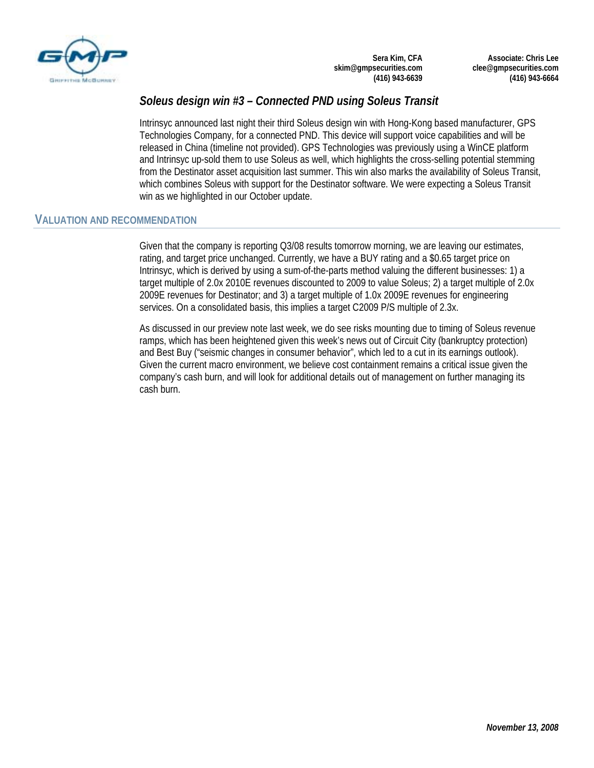Sera Kim, CFA
skim@gmpsecurities.com
(416) 943-6639

Associate: Chris Lee
clee@gmpsecurities.com
(416) 943-6664

### *Soleus design win #3 – Connected PND using Soleus Transit*

Intrinsyc announced last night their third Soleus design win with Hong-Kong based manufacturer, GPS Technologies Company, for a connected PND. This device will support voice capabilities and will be released in China (timeline not provided). GPS Technologies was previously using a WinCE platform and Intrinsyc up-sold them to use Soleus as well, which highlights the cross-selling potential stemming from the Destinator asset acquisition last summer. This win also marks the availability of Soleus Transit, which combines Soleus with support for the Destinator software. We were expecting a Soleus Transit win as we highlighted in our October update.

## VALUATION AND RECOMMENDATION

Given that the company is reporting Q3/08 results tomorrow morning, we are leaving our estimates, rating, and target price unchanged. Currently, we have a BUY rating and a $0.65 target price on Intrinsyc, which is derived by using a sum-of-the-parts method valuing the different businesses: 1) a target multiple of 2.0x 2010E revenues discounted to 2009 to value Soleus; 2) a target multiple of 2.0x 2009E revenues for Destinator; and 3) a target multiple of 1.0x 2009E revenues for engineering services. On a consolidated basis, this implies a target C2009 P/S multiple of 2.3x.

As discussed in our preview note last week, we do see risks mounting due to timing of Soleus revenue ramps, which has been heightened given this week's news out of Circuit City (bankruptcy protection) and Best Buy ("seismic changes in consumer behavior", which led to a cut in its earnings outlook). Given the current macro environment, we believe cost containment remains a critical issue given the company's cash burn, and will look for additional details out of management on further managing its cash burn.

*November 13, 2008*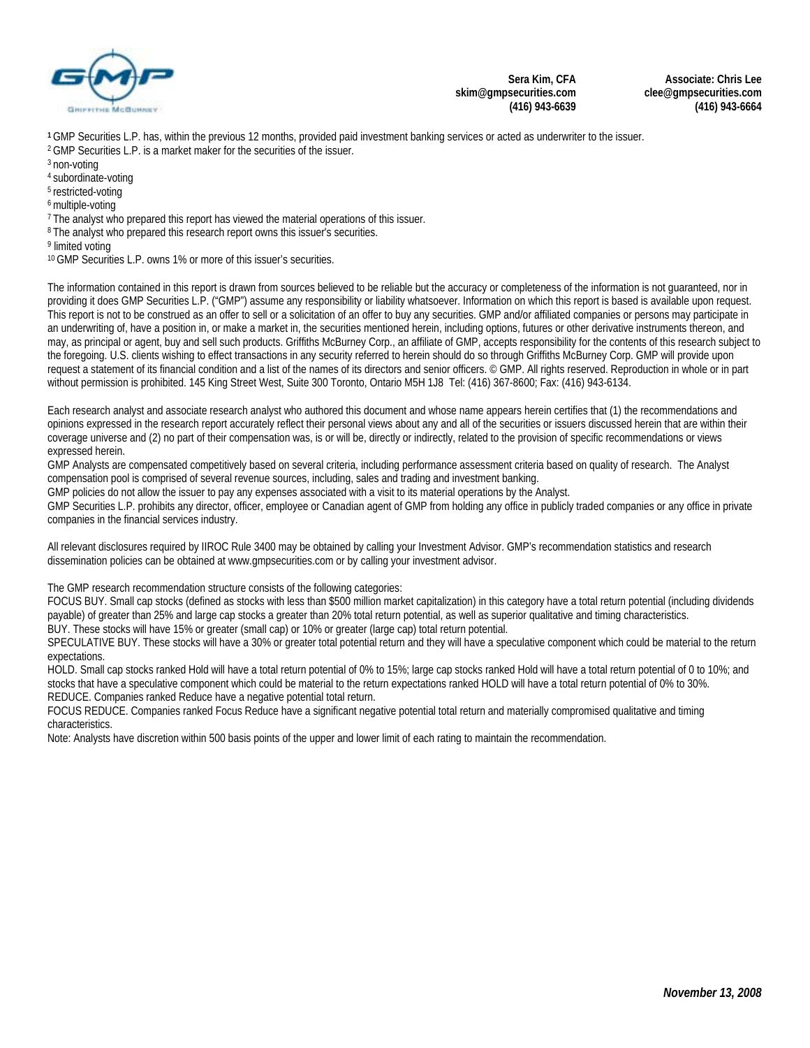**Sera Kim, CFA**
**skim@gmpsecurities.com**
**(416) 943-6639**

**Associate: Chris Lee**
**clee@gmpsecurities.com**
**(416) 943-6664**

[1] GMP Securities L.P. has, within the previous 12 months, provided paid investment banking services or acted as underwriter to the issuer.
[2] GMP Securities L.P. is a market maker for the securities of the issuer.
[3] non-voting
[4] subordinate-voting
[5] restricted-voting
[6] multiple-voting
[7] The analyst who prepared this report has viewed the material operations of this issuer.
[8] The analyst who prepared this research report owns this issuer's securities.
[9] limited voting
[10] GMP Securities L.P. owns 1% or more of this issuer's securities.

The information contained in this report is drawn from sources believed to be reliable but the accuracy or completeness of the information is not guaranteed, nor in providing it does GMP Securities L.P. ("GMP") assume any responsibility or liability whatsoever. Information on which this report is based is available upon request. This report is not to be construed as an offer to sell or a solicitation of an offer to buy any securities. GMP and/or affiliated companies or persons may participate in an underwriting of, have a position in, or make a market in, the securities mentioned herein, including options, futures or other derivative instruments thereon, and may, as principal or agent, buy and sell such products. Griffiths McBurney Corp., an affiliate of GMP, accepts responsibility for the contents of this research subject to the foregoing. U.S. clients wishing to effect transactions in any security referred to herein should do so through Griffiths McBurney Corp. GMP will provide upon request a statement of its financial condition and a list of the names of its directors and senior officers. © GMP. All rights reserved. Reproduction in whole or in part without permission is prohibited. 145 King Street West, Suite 300 Toronto, Ontario M5H 1J8 Tel: (416) 367-8600; Fax: (416) 943-6134.

Each research analyst and associate research analyst who authored this document and whose name appears herein certifies that (1) the recommendations and opinions expressed in the research report accurately reflect their personal views about any and all of the securities or issuers discussed herein that are within their coverage universe and (2) no part of their compensation was, is or will be, directly or indirectly, related to the provision of specific recommendations or views expressed herein.
GMP Analysts are compensated competitively based on several criteria, including performance assessment criteria based on quality of research. The Analyst compensation pool is comprised of several revenue sources, including, sales and trading and investment banking.
GMP policies do not allow the issuer to pay any expenses associated with a visit to its material operations by the Analyst.
GMP Securities L.P. prohibits any director, officer, employee or Canadian agent of GMP from holding any office in publicly traded companies or any office in private companies in the financial services industry.

All relevant disclosures required by IIROC Rule 3400 may be obtained by calling your Investment Advisor. GMP's recommendation statistics and research dissemination policies can be obtained at www.gmpsecurities.com or by calling your investment advisor.

The GMP research recommendation structure consists of the following categories:
FOCUS BUY. Small cap stocks (defined as stocks with less than $500 million market capitalization) in this category have a total return potential (including dividends payable) of greater than 25% and large cap stocks a greater than 20% total return potential, as well as superior qualitative and timing characteristics.
BUY. These stocks will have 15% or greater (small cap) or 10% or greater (large cap) total return potential.
SPECULATIVE BUY. These stocks will have a 30% or greater total potential return and they will have a speculative component which could be material to the return expectations.
HOLD. Small cap stocks ranked Hold will have a total return potential of 0% to 15%; large cap stocks ranked Hold will have a total return potential of 0 to 10%; and stocks that have a speculative component which could be material to the return expectations ranked HOLD will have a total return potential of 0% to 30%.
REDUCE. Companies ranked Reduce have a negative potential total return.
FOCUS REDUCE. Companies ranked Focus Reduce have a significant negative potential total return and materially compromised qualitative and timing characteristics.
Note: Analysts have discretion within 500 basis points of the upper and lower limit of each rating to maintain the recommendation.

*November 13, 2008*